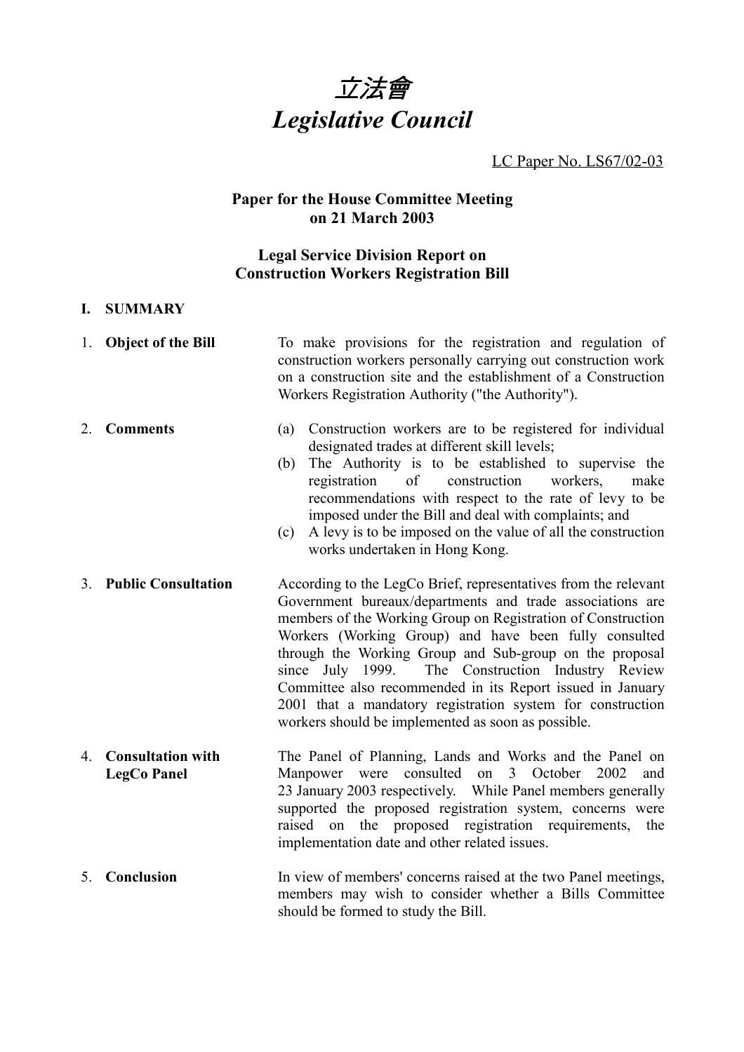# *立法會*
# *Legislative Council*

LC Paper No. LS67/02-03

**Paper for the House Committee Meeting on 21 March 2003**

**Legal Service Division Report on Construction Workers Registration Bill**

## I. SUMMARY

1. **Object of the Bill**

   To make provisions for the registration and regulation of construction workers personally carrying out construction work on a construction site and the establishment of a Construction Workers Registration Authority ("the Authority").

2. **Comments**

   (a) Construction workers are to be registered for individual designated trades at different skill levels;
   (b) The Authority is to be established to supervise the registration of construction workers, make recommendations with respect to the rate of levy to be imposed under the Bill and deal with complaints; and
   (c) A levy is to be imposed on the value of all the construction works undertaken in Hong Kong.

3. **Public Consultation**

   According to the LegCo Brief, representatives from the relevant Government bureaux/departments and trade associations are members of the Working Group on Registration of Construction Workers (Working Group) and have been fully consulted through the Working Group and Sub-group on the proposal since July 1999. The Construction Industry Review Committee also recommended in its Report issued in January 2001 that a mandatory registration system for construction workers should be implemented as soon as possible.

4. **Consultation with LegCo Panel**

   The Panel of Planning, Lands and Works and the Panel on Manpower were consulted on 3 October 2002 and 23 January 2003 respectively. While Panel members generally supported the proposed registration system, concerns were raised on the proposed registration requirements, the implementation date and other related issues.

5. **Conclusion**

   In view of members' concerns raised at the two Panel meetings, members may wish to consider whether a Bills Committee should be formed to study the Bill.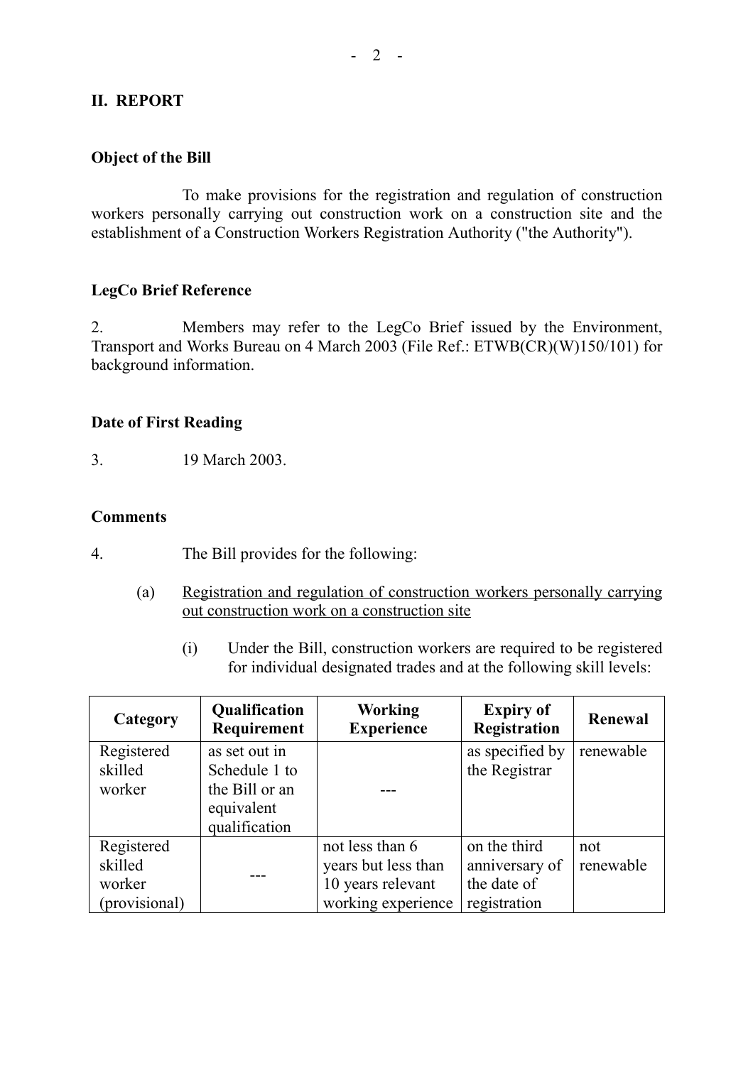## II. REPORT

### Object of the Bill

To make provisions for the registration and regulation of construction workers personally carrying out construction work on a construction site and the establishment of a Construction Workers Registration Authority ("the Authority").

### LegCo Brief Reference

2. Members may refer to the LegCo Brief issued by the Environment, Transport and Works Bureau on 4 March 2003 (File Ref.: ETWB(CR)(W)150/101) for background information.

### Date of First Reading

3. 19 March 2003.

### Comments

4. The Bill provides for the following:

(a) Registration and regulation of construction workers personally carrying out construction work on a construction site

(i) Under the Bill, construction workers are required to be registered for individual designated trades and at the following skill levels:

| Category | Qualification Requirement | Working Experience | Expiry of Registration | Renewal |
|---|---|---|---|---|
| Registered skilled worker | as set out in Schedule 1 to the Bill or an equivalent qualification | --- | as specified by the Registrar | renewable |
| Registered skilled worker (provisional) | --- | not less than 6 years but less than 10 years relevant working experience | on the third anniversary of the date of registration | not renewable |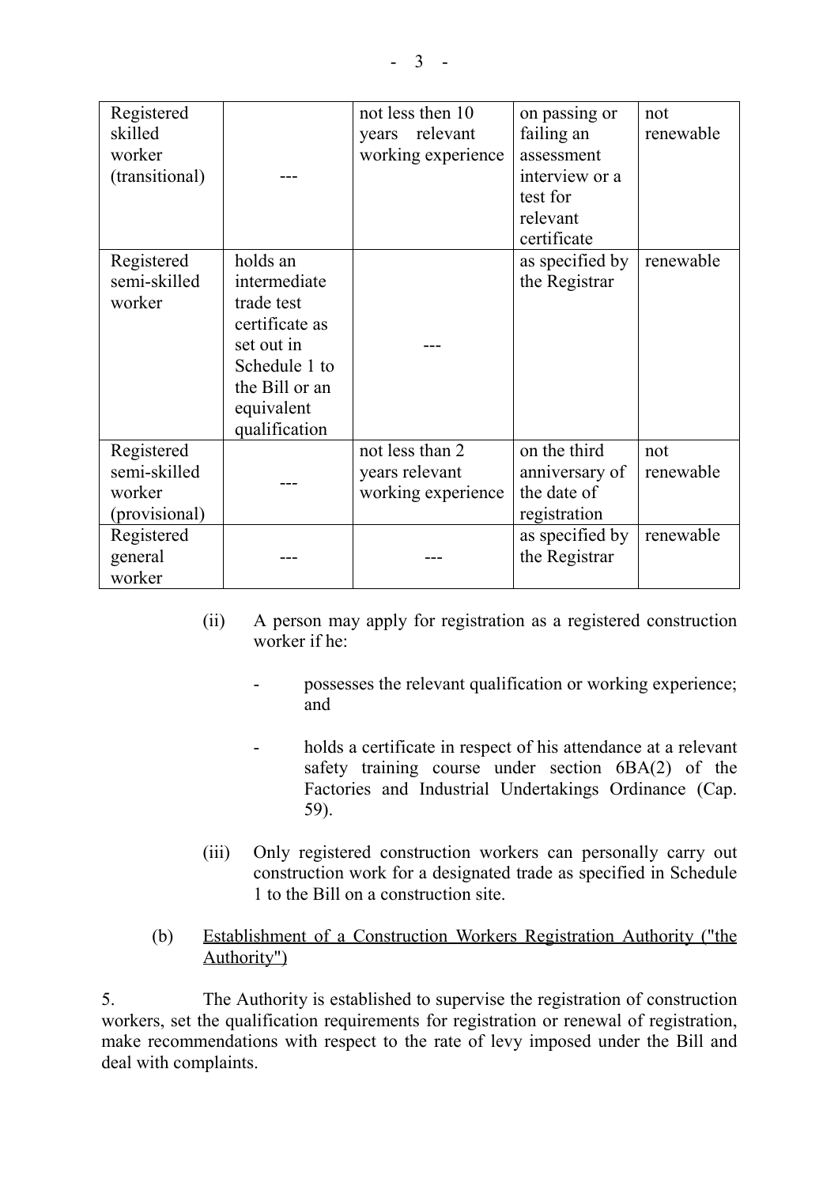| Registered skilled worker (transitional) | --- | not less then 10 years relevant working experience | on passing or failing an assessment interview or a test for relevant certificate | not renewable |
|---|---|---|---|---|
| Registered semi-skilled worker | holds an intermediate trade test certificate as set out in Schedule 1 to the Bill or an equivalent qualification | --- | as specified by the Registrar | renewable |
| Registered semi-skilled worker (provisional) | --- | not less than 2 years relevant working experience | on the third anniversary of the date of registration | not renewable |
| Registered general worker | --- | --- | as specified by the Registrar | renewable |

(ii) A person may apply for registration as a registered construction worker if he:

- possesses the relevant qualification or working experience; and

- holds a certificate in respect of his attendance at a relevant safety training course under section 6BA(2) of the Factories and Industrial Undertakings Ordinance (Cap. 59).

(iii) Only registered construction workers can personally carry out construction work for a designated trade as specified in Schedule 1 to the Bill on a construction site.

(b) Establishment of a Construction Workers Registration Authority ("the Authority")

5. The Authority is established to supervise the registration of construction workers, set the qualification requirements for registration or renewal of registration, make recommendations with respect to the rate of levy imposed under the Bill and deal with complaints.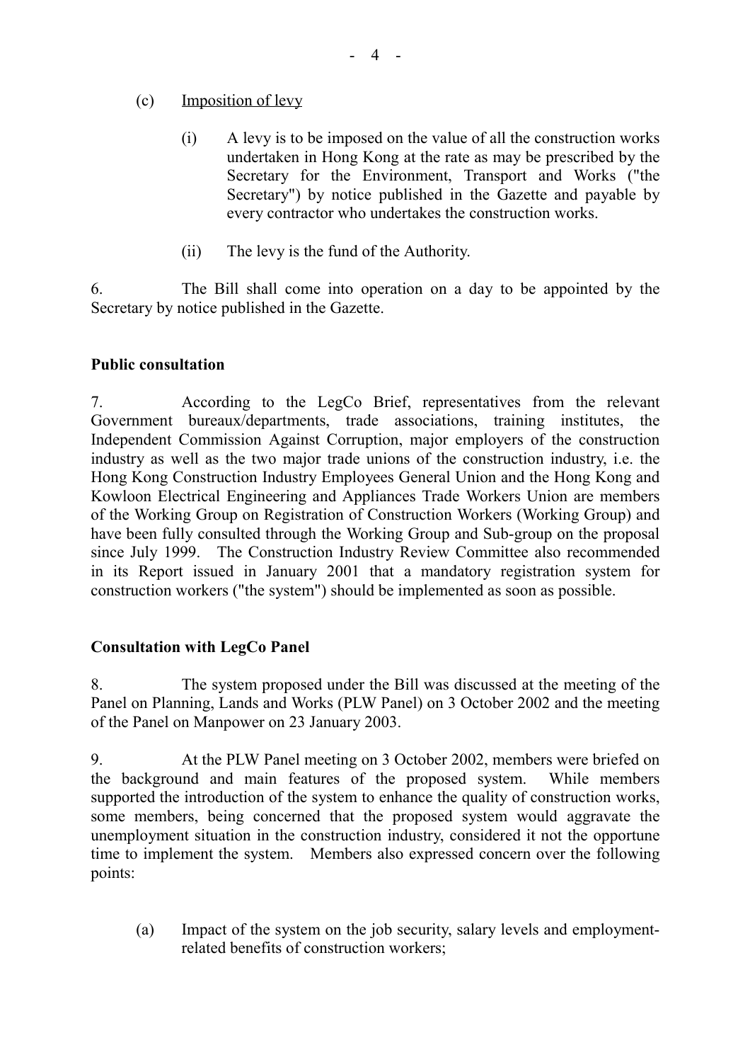(c) Imposition of levy

   (i) A levy is to be imposed on the value of all the construction works undertaken in Hong Kong at the rate as may be prescribed by the Secretary for the Environment, Transport and Works ("the Secretary") by notice published in the Gazette and payable by every contractor who undertakes the construction works.

   (ii) The levy is the fund of the Authority.

6. The Bill shall come into operation on a day to be appointed by the Secretary by notice published in the Gazette.

**Public consultation**

7. According to the LegCo Brief, representatives from the relevant Government bureaux/departments, trade associations, training institutes, the Independent Commission Against Corruption, major employers of the construction industry as well as the two major trade unions of the construction industry, i.e. the Hong Kong Construction Industry Employees General Union and the Hong Kong and Kowloon Electrical Engineering and Appliances Trade Workers Union are members of the Working Group on Registration of Construction Workers (Working Group) and have been fully consulted through the Working Group and Sub-group on the proposal since July 1999. The Construction Industry Review Committee also recommended in its Report issued in January 2001 that a mandatory registration system for construction workers ("the system") should be implemented as soon as possible.

**Consultation with LegCo Panel**

8. The system proposed under the Bill was discussed at the meeting of the Panel on Planning, Lands and Works (PLW Panel) on 3 October 2002 and the meeting of the Panel on Manpower on 23 January 2003.

9. At the PLW Panel meeting on 3 October 2002, members were briefed on the background and main features of the proposed system. While members supported the introduction of the system to enhance the quality of construction works, some members, being concerned that the proposed system would aggravate the unemployment situation in the construction industry, considered it not the opportune time to implement the system. Members also expressed concern over the following points:

(a) Impact of the system on the job security, salary levels and employment-related benefits of construction workers;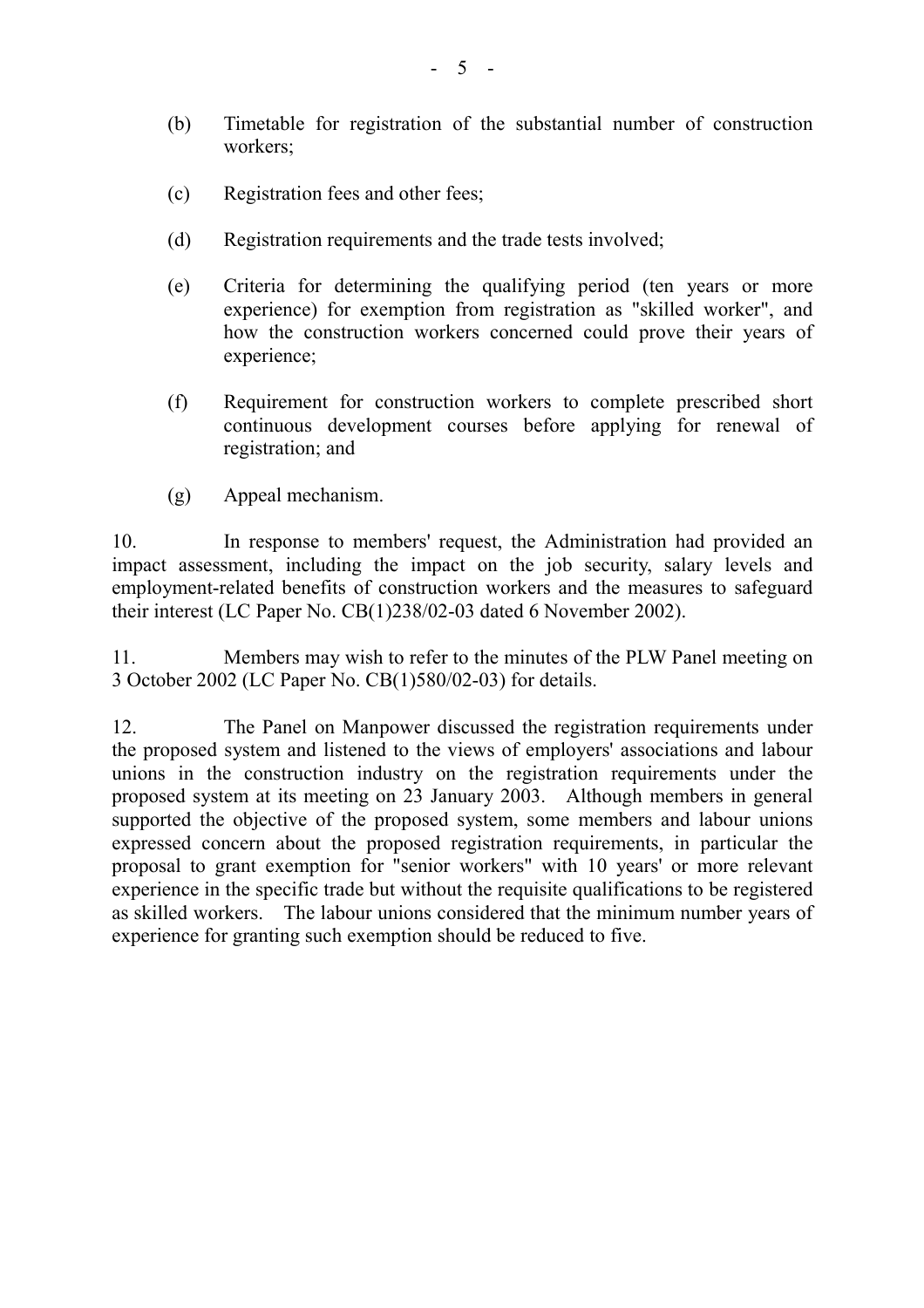(b) Timetable for registration of the substantial number of construction workers;

(c) Registration fees and other fees;

(d) Registration requirements and the trade tests involved;

(e) Criteria for determining the qualifying period (ten years or more experience) for exemption from registration as "skilled worker", and how the construction workers concerned could prove their years of experience;

(f) Requirement for construction workers to complete prescribed short continuous development courses before applying for renewal of registration; and

(g) Appeal mechanism.

10. In response to members' request, the Administration had provided an impact assessment, including the impact on the job security, salary levels and employment-related benefits of construction workers and the measures to safeguard their interest (LC Paper No. CB(1)238/02-03 dated 6 November 2002).

11. Members may wish to refer to the minutes of the PLW Panel meeting on 3 October 2002 (LC Paper No. CB(1)580/02-03) for details.

12. The Panel on Manpower discussed the registration requirements under the proposed system and listened to the views of employers' associations and labour unions in the construction industry on the registration requirements under the proposed system at its meeting on 23 January 2003. Although members in general supported the objective of the proposed system, some members and labour unions expressed concern about the proposed registration requirements, in particular the proposal to grant exemption for "senior workers" with 10 years' or more relevant experience in the specific trade but without the requisite qualifications to be registered as skilled workers. The labour unions considered that the minimum number years of experience for granting such exemption should be reduced to five.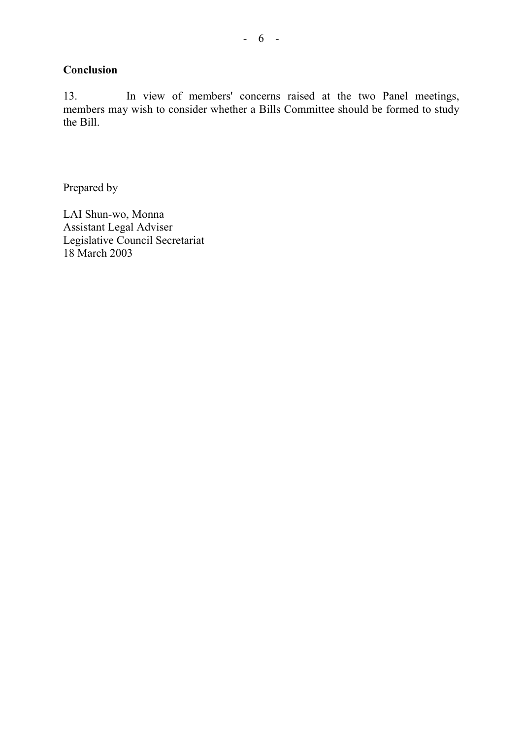**Conclusion**

13. In view of members' concerns raised at the two Panel meetings, members may wish to consider whether a Bills Committee should be formed to study the Bill.

Prepared by

LAI Shun-wo, Monna
Assistant Legal Adviser
Legislative Council Secretariat
18 March 2003